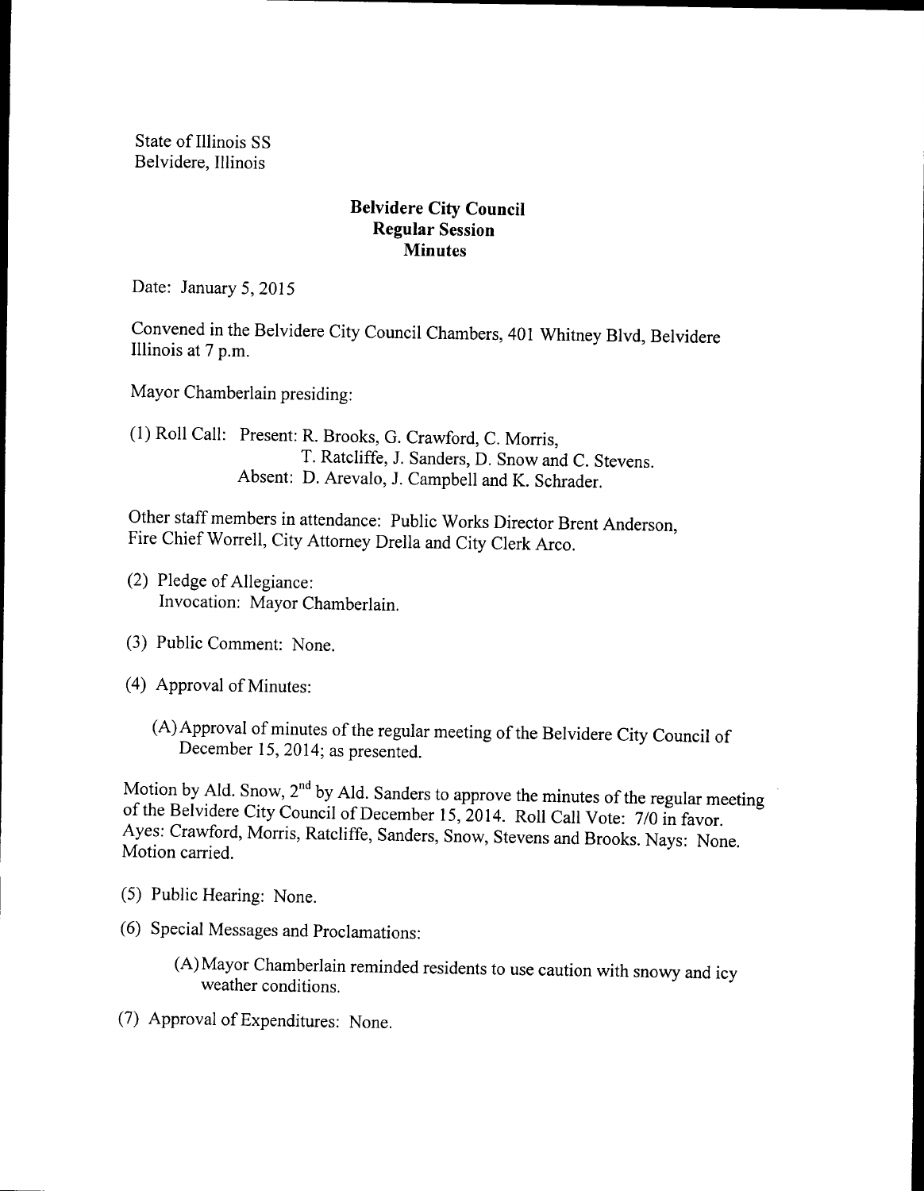State of Illinois SS
Belvidere, Illinois

**Belvidere City Council**
**Regular Session**
**Minutes**

Date: January 5, 2015

Convened in the Belvidere City Council Chambers, 401 Whitney Blvd, Belvidere Illinois at 7 p.m.

Mayor Chamberlain presiding:

(1) Roll Call: Present: R. Brooks, G. Crawford, C. Morris, T. Ratcliffe, J. Sanders, D. Snow and C. Stevens.
Absent: D. Arevalo, J. Campbell and K. Schrader.

Other staff members in attendance: Public Works Director Brent Anderson, Fire Chief Worrell, City Attorney Drella and City Clerk Arco.

(2) Pledge of Allegiance:
Invocation: Mayor Chamberlain.

(3) Public Comment: None.

(4) Approval of Minutes:

(A) Approval of minutes of the regular meeting of the Belvidere City Council of December 15, 2014; as presented.

Motion by Ald. Snow, 2nd by Ald. Sanders to approve the minutes of the regular meeting of the Belvidere City Council of December 15, 2014. Roll Call Vote: 7/0 in favor. Ayes: Crawford, Morris, Ratcliffe, Sanders, Snow, Stevens and Brooks. Nays: None. Motion carried.

(5) Public Hearing: None.

(6) Special Messages and Proclamations:

(A) Mayor Chamberlain reminded residents to use caution with snowy and icy weather conditions.

(7) Approval of Expenditures: None.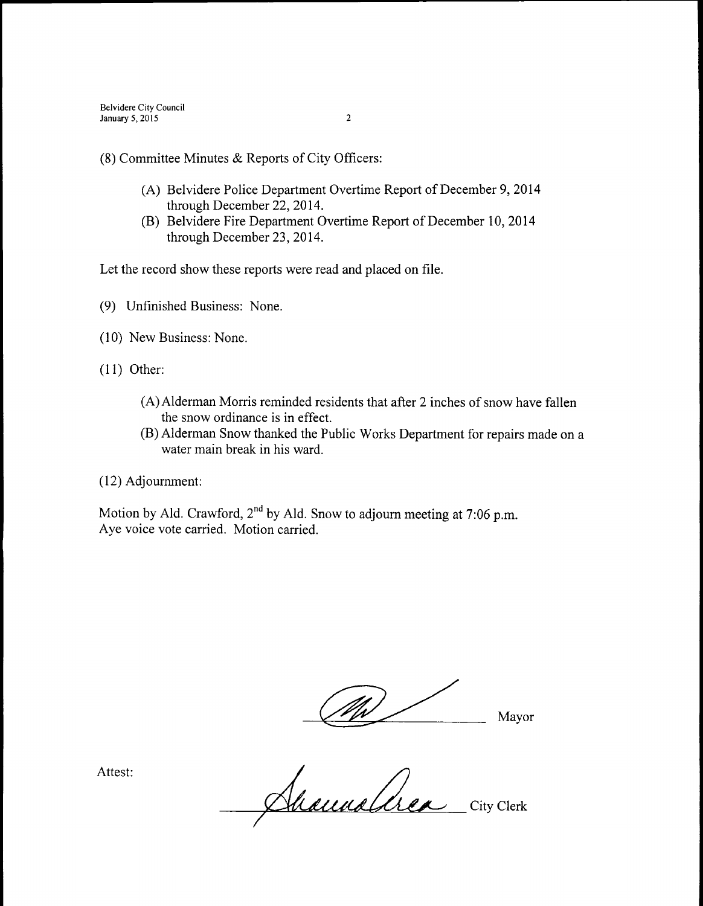(8) Committee Minutes & Reports of City Officers:

(A) Belvidere Police Department Overtime Report of December 9, 2014 through December 22, 2014.

(B) Belvidere Fire Department Overtime Report of December 10, 2014 through December 23, 2014.

Let the record show these reports were read and placed on file.

(9) Unfinished Business: None.

(10) New Business: None.

(11) Other:

(A) Alderman Morris reminded residents that after 2 inches of snow have fallen the snow ordinance is in effect.

(B) Alderman Snow thanked the Public Works Department for repairs made on a water main break in his ward.

(12) Adjournment:

Motion by Ald. Crawford, 2nd by Ald. Snow to adjourn meeting at 7:06 p.m.
Aye voice vote carried. Motion carried.

Mayor

Attest:

City Clerk